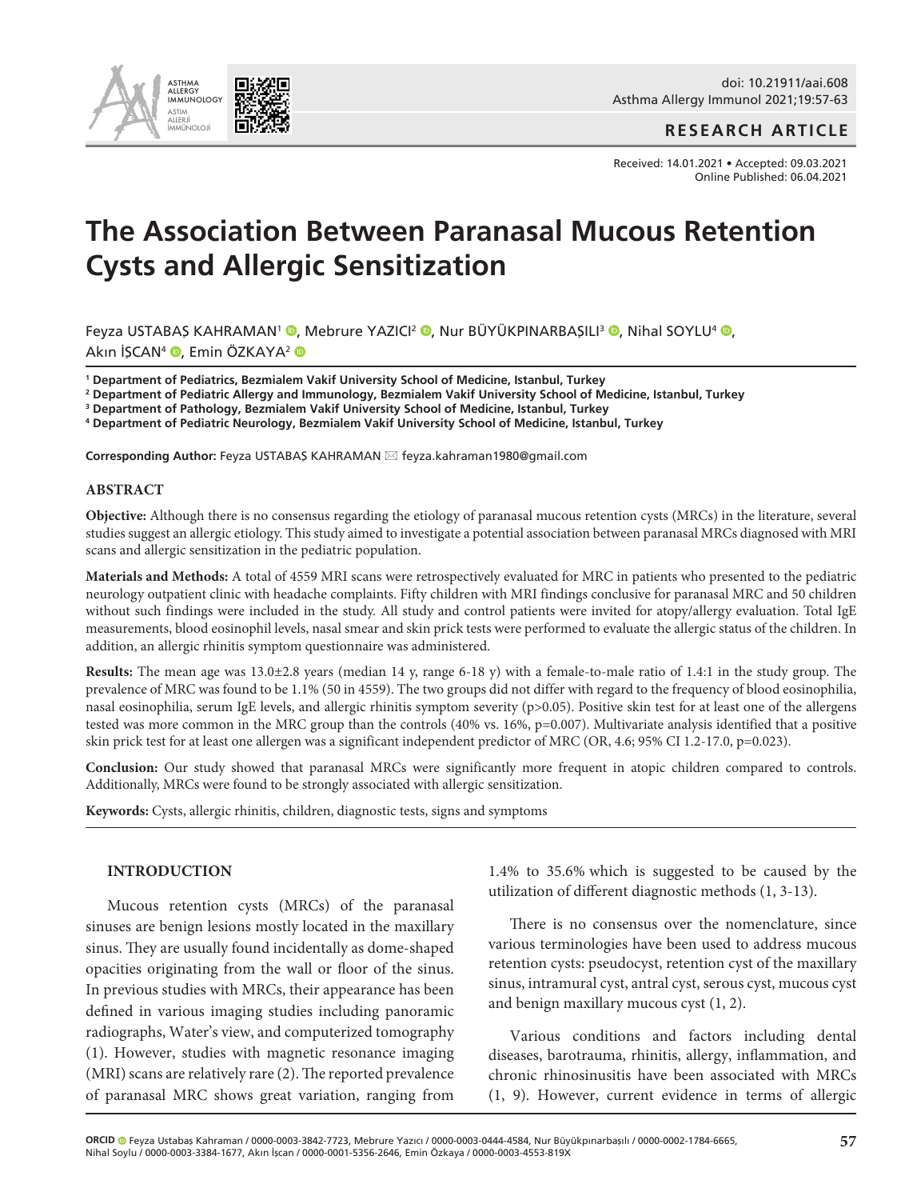RESEARCH ARTICLE

Received: 14.01.2021 • Accepted: 09.03.2021
Online Published: 06.04.2021

# The Association Between Paranasal Mucous Retention Cysts and Allergic Sensitization

Feyza USTABAŞ KAHRAMAN[1], Mebrure YAZICI[2], Nur BÜYÜKPINARBAŞILI[3], Nihal SOYLU[4], Akın İŞCAN[4], Emin ÖZKAYA[2]

**[1] Department of Pediatrics, Bezmialem Vakif University School of Medicine, Istanbul, Turkey**
**[2] Department of Pediatric Allergy and Immunology, Bezmialem Vakif University School of Medicine, Istanbul, Turkey**
**[3] Department of Pathology, Bezmialem Vakif University School of Medicine, Istanbul, Turkey**
**[4] Department of Pediatric Neurology, Bezmialem Vakif University School of Medicine, Istanbul, Turkey**

**Corresponding Author:** Feyza USTABAŞ KAHRAMAN ✉ feyza.kahraman1980@gmail.com

## ABSTRACT

**Objective:** Although there is no consensus regarding the etiology of paranasal mucous retention cysts (MRCs) in the literature, several studies suggest an allergic etiology. This study aimed to investigate a potential association between paranasal MRCs diagnosed with MRI scans and allergic sensitization in the pediatric population.

**Materials and Methods:** A total of 4559 MRI scans were retrospectively evaluated for MRC in patients who presented to the pediatric neurology outpatient clinic with headache complaints. Fifty children with MRI findings conclusive for paranasal MRC and 50 children without such findings were included in the study. All study and control patients were invited for atopy/allergy evaluation. Total IgE measurements, blood eosinophil levels, nasal smear and skin prick tests were performed to evaluate the allergic status of the children. In addition, an allergic rhinitis symptom questionnaire was administered.

**Results:** The mean age was 13.0±2.8 years (median 14 y, range 6-18 y) with a female-to-male ratio of 1.4:1 in the study group. The prevalence of MRC was found to be 1.1% (50 in 4559). The two groups did not differ with regard to the frequency of blood eosinophilia, nasal eosinophilia, serum IgE levels, and allergic rhinitis symptom severity (p>0.05). Positive skin test for at least one of the allergens tested was more common in the MRC group than the controls (40% vs. 16%, p=0.007). Multivariate analysis identified that a positive skin prick test for at least one allergen was a significant independent predictor of MRC (OR, 4.6; 95% CI 1.2-17.0, p=0.023).

**Conclusion:** Our study showed that paranasal MRCs were significantly more frequent in atopic children compared to controls. Additionally, MRCs were found to be strongly associated with allergic sensitization.

**Keywords:** Cysts, allergic rhinitis, children, diagnostic tests, signs and symptoms

## INTRODUCTION

Mucous retention cysts (MRCs) of the paranasal sinuses are benign lesions mostly located in the maxillary sinus. They are usually found incidentally as dome-shaped opacities originating from the wall or floor of the sinus. In previous studies with MRCs, their appearance has been defined in various imaging studies including panoramic radiographs, Water's view, and computerized tomography (1). However, studies with magnetic resonance imaging (MRI) scans are relatively rare (2). The reported prevalence of paranasal MRC shows great variation, ranging from 1.4% to 35.6% which is suggested to be caused by the utilization of different diagnostic methods (1, 3-13).

There is no consensus over the nomenclature, since various terminologies have been used to address mucous retention cysts: pseudocyst, retention cyst of the maxillary sinus, intramural cyst, antral cyst, serous cyst, mucous cyst and benign maxillary mucous cyst (1, 2).

Various conditions and factors including dental diseases, barotrauma, rhinitis, allergy, inflammation, and chronic rhinosinusitis have been associated with MRCs (1, 9). However, current evidence in terms of allergic

**ORCID** Feyza Ustabaş Kahraman / 0000-0003-3842-7723, Mebrure Yazıcı / 0000-0003-0444-4584, Nur Büyükpınarbaşılı / 0000-0002-1784-6665, Nihal Soylu / 0000-0003-3384-1677, Akın İşcan / 0000-0001-5356-2646, Emin Özkaya / 0000-0003-4553-819X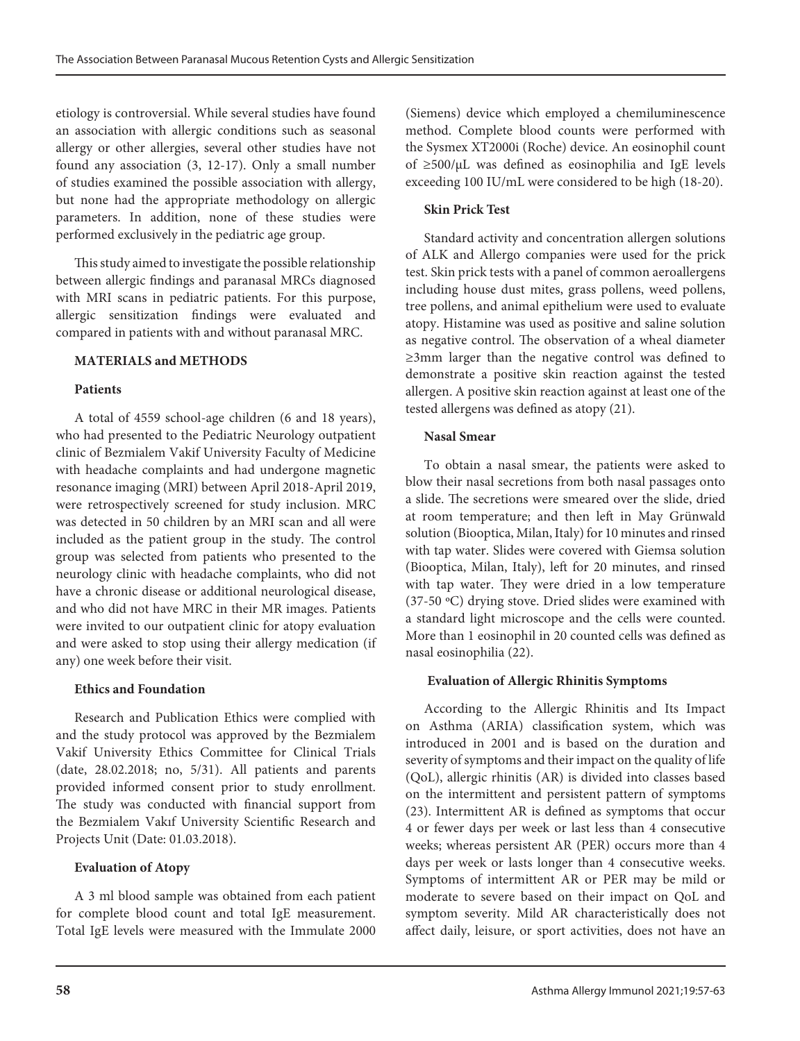etiology is controversial. While several studies have found an association with allergic conditions such as seasonal allergy or other allergies, several other studies have not found any association (3, 12-17). Only a small number of studies examined the possible association with allergy, but none had the appropriate methodology on allergic parameters. In addition, none of these studies were performed exclusively in the pediatric age group.

This study aimed to investigate the possible relationship between allergic findings and paranasal MRCs diagnosed with MRI scans in pediatric patients. For this purpose, allergic sensitization findings were evaluated and compared in patients with and without paranasal MRC.

## MATERIALS and METHODS

### Patients

A total of 4559 school-age children (6 and 18 years), who had presented to the Pediatric Neurology outpatient clinic of Bezmialem Vakif University Faculty of Medicine with headache complaints and had undergone magnetic resonance imaging (MRI) between April 2018-April 2019, were retrospectively screened for study inclusion. MRC was detected in 50 children by an MRI scan and all were included as the patient group in the study. The control group was selected from patients who presented to the neurology clinic with headache complaints, who did not have a chronic disease or additional neurological disease, and who did not have MRC in their MR images. Patients were invited to our outpatient clinic for atopy evaluation and were asked to stop using their allergy medication (if any) one week before their visit.

### Ethics and Foundation

Research and Publication Ethics were complied with and the study protocol was approved by the Bezmialem Vakif University Ethics Committee for Clinical Trials (date, 28.02.2018; no, 5/31). All patients and parents provided informed consent prior to study enrollment. The study was conducted with financial support from the Bezmialem Vakıf University Scientific Research and Projects Unit (Date: 01.03.2018).

### Evaluation of Atopy

A 3 ml blood sample was obtained from each patient for complete blood count and total IgE measurement. Total IgE levels were measured with the Immulate 2000 (Siemens) device which employed a chemiluminescence method. Complete blood counts were performed with the Sysmex XT2000i (Roche) device. An eosinophil count of ≥500/μL was defined as eosinophilia and IgE levels exceeding 100 IU/mL were considered to be high (18-20).

### Skin Prick Test

Standard activity and concentration allergen solutions of ALK and Allergo companies were used for the prick test. Skin prick tests with a panel of common aeroallergens including house dust mites, grass pollens, weed pollens, tree pollens, and animal epithelium were used to evaluate atopy. Histamine was used as positive and saline solution as negative control. The observation of a wheal diameter ≥3mm larger than the negative control was defined to demonstrate a positive skin reaction against the tested allergen. A positive skin reaction against at least one of the tested allergens was defined as atopy (21).

### Nasal Smear

To obtain a nasal smear, the patients were asked to blow their nasal secretions from both nasal passages onto a slide. The secretions were smeared over the slide, dried at room temperature; and then left in May Grünwald solution (Biooptica, Milan, Italy) for 10 minutes and rinsed with tap water. Slides were covered with Giemsa solution (Biooptica, Milan, Italy), left for 20 minutes, and rinsed with tap water. They were dried in a low temperature (37-50 ºC) drying stove. Dried slides were examined with a standard light microscope and the cells were counted. More than 1 eosinophil in 20 counted cells was defined as nasal eosinophilia (22).

### Evaluation of Allergic Rhinitis Symptoms

According to the Allergic Rhinitis and Its Impact on Asthma (ARIA) classification system, which was introduced in 2001 and is based on the duration and severity of symptoms and their impact on the quality of life (QoL), allergic rhinitis (AR) is divided into classes based on the intermittent and persistent pattern of symptoms (23). Intermittent AR is defined as symptoms that occur 4 or fewer days per week or last less than 4 consecutive weeks; whereas persistent AR (PER) occurs more than 4 days per week or lasts longer than 4 consecutive weeks. Symptoms of intermittent AR or PER may be mild or moderate to severe based on their impact on QoL and symptom severity. Mild AR characteristically does not affect daily, leisure, or sport activities, does not have an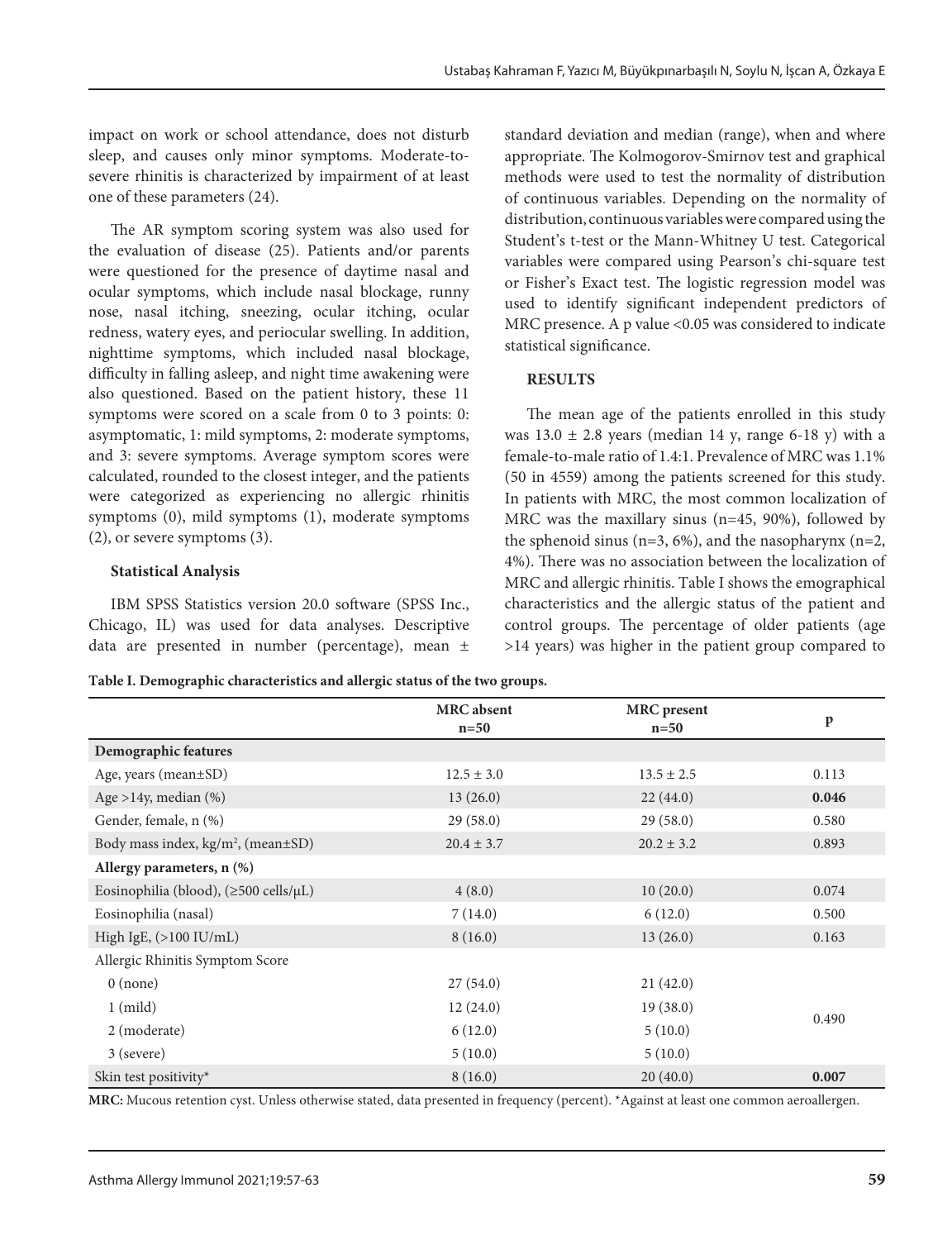impact on work or school attendance, does not disturb sleep, and causes only minor symptoms. Moderate-to-severe rhinitis is characterized by impairment of at least one of these parameters (24).

The AR symptom scoring system was also used for the evaluation of disease (25). Patients and/or parents were questioned for the presence of daytime nasal and ocular symptoms, which include nasal blockage, runny nose, nasal itching, sneezing, ocular itching, ocular redness, watery eyes, and periocular swelling. In addition, nighttime symptoms, which included nasal blockage, difficulty in falling asleep, and night time awakening were also questioned. Based on the patient history, these 11 symptoms were scored on a scale from 0 to 3 points: 0: asymptomatic, 1: mild symptoms, 2: moderate symptoms, and 3: severe symptoms. Average symptom scores were calculated, rounded to the closest integer, and the patients were categorized as experiencing no allergic rhinitis symptoms (0), mild symptoms (1), moderate symptoms (2), or severe symptoms (3).

**Statistical Analysis**

IBM SPSS Statistics version 20.0 software (SPSS Inc., Chicago, IL) was used for data analyses. Descriptive data are presented in number (percentage), mean ± standard deviation and median (range), when and where appropriate. The Kolmogorov-Smirnov test and graphical methods were used to test the normality of distribution of continuous variables. Depending on the normality of distribution, continuous variables were compared using the Student's t-test or the Mann-Whitney U test. Categorical variables were compared using Pearson's chi-square test or Fisher's Exact test. The logistic regression model was used to identify significant independent predictors of MRC presence. A p value <0.05 was considered to indicate statistical significance.

## RESULTS

The mean age of the patients enrolled in this study was 13.0 ± 2.8 years (median 14 y, range 6-18 y) with a female-to-male ratio of 1.4:1. Prevalence of MRC was 1.1% (50 in 4559) among the patients screened for this study. In patients with MRC, the most common localization of MRC was the maxillary sinus (n=45, 90%), followed by the sphenoid sinus (n=3, 6%), and the nasopharynx (n=2, 4%). There was no association between the localization of MRC and allergic rhinitis. Table I shows the emographical characteristics and the allergic status of the patient and control groups. The percentage of older patients (age >14 years) was higher in the patient group compared to

**Table I. Demographic characteristics and allergic status of the two groups.**

| | MRC absent n=50 | MRC present n=50 | p |
|---|---|---|---|
| **Demographic features** | | | |
| Age, years (mean±SD) | 12.5 ± 3.0 | 13.5 ± 2.5 | 0.113 |
| Age >14y, median (%) | 13 (26.0) | 22 (44.0) | **0.046** |
| Gender, female, n (%) | 29 (58.0) | 29 (58.0) | 0.580 |
| Body mass index, kg/m², (mean±SD) | 20.4 ± 3.7 | 20.2 ± 3.2 | 0.893 |
| **Allergy parameters, n (%)** | | | |
| Eosinophilia (blood), (≥500 cells/μL) | 4 (8.0) | 10 (20.0) | 0.074 |
| Eosinophilia (nasal) | 7 (14.0) | 6 (12.0) | 0.500 |
| High IgE, (>100 IU/mL) | 8 (16.0) | 13 (26.0) | 0.163 |
| Allergic Rhinitis Symptom Score | | | |
| 0 (none) | 27 (54.0) | 21 (42.0) | 0.490 |
| 1 (mild) | 12 (24.0) | 19 (38.0) | |
| 2 (moderate) | 6 (12.0) | 5 (10.0) | |
| 3 (severe) | 5 (10.0) | 5 (10.0) | |
| Skin test positivity* | 8 (16.0) | 20 (40.0) | **0.007** |

**MRC:** Mucous retention cyst. Unless otherwise stated, data presented in frequency (percent). *Against at least one common aeroallergen.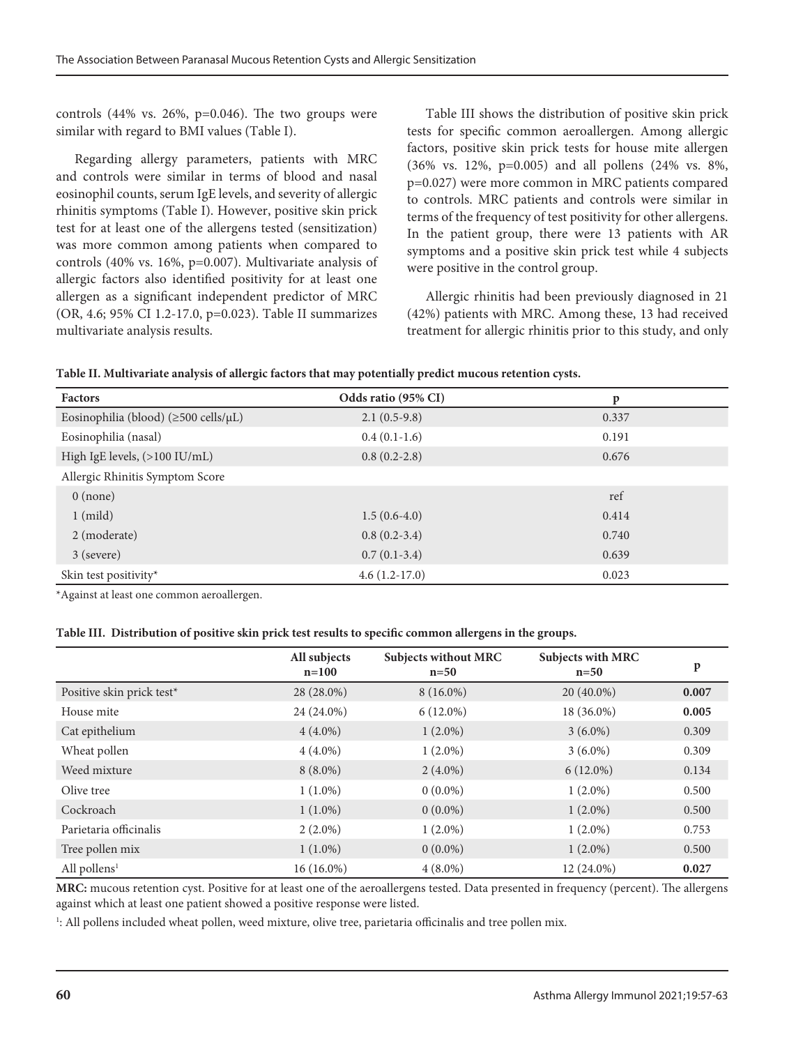controls (44% vs. 26%, p=0.046). The two groups were similar with regard to BMI values (Table I).

Regarding allergy parameters, patients with MRC and controls were similar in terms of blood and nasal eosinophil counts, serum IgE levels, and severity of allergic rhinitis symptoms (Table I). However, positive skin prick test for at least one of the allergens tested (sensitization) was more common among patients when compared to controls (40% vs. 16%, p=0.007). Multivariate analysis of allergic factors also identified positivity for at least one allergen as a significant independent predictor of MRC (OR, 4.6; 95% CI 1.2-17.0, p=0.023). Table II summarizes multivariate analysis results.

Table III shows the distribution of positive skin prick tests for specific common aeroallergen. Among allergic factors, positive skin prick tests for house mite allergen (36% vs. 12%, p=0.005) and all pollens (24% vs. 8%, p=0.027) were more common in MRC patients compared to controls. MRC patients and controls were similar in terms of the frequency of test positivity for other allergens. In the patient group, there were 13 patients with AR symptoms and a positive skin prick test while 4 subjects were positive in the control group.

Allergic rhinitis had been previously diagnosed in 21 (42%) patients with MRC. Among these, 13 had received treatment for allergic rhinitis prior to this study, and only

**Table II. Multivariate analysis of allergic factors that may potentially predict mucous retention cysts.**

| Factors | Odds ratio (95% CI) | p |
|---|---|---|
| Eosinophilia (blood) (≥500 cells/μL) | 2.1 (0.5-9.8) | 0.337 |
| Eosinophilia (nasal) | 0.4 (0.1-1.6) | 0.191 |
| High IgE levels, (>100 IU/mL) | 0.8 (0.2-2.8) | 0.676 |
| Allergic Rhinitis Symptom Score | | |
| 0 (none) | | ref |
| 1 (mild) | 1.5 (0.6-4.0) | 0.414 |
| 2 (moderate) | 0.8 (0.2-3.4) | 0.740 |
| 3 (severe) | 0.7 (0.1-3.4) | 0.639 |
| Skin test positivity* | 4.6 (1.2-17.0) | 0.023 |

*Against at least one common aeroallergen.

**Table III. Distribution of positive skin prick test results to specific common allergens in the groups.**

| | All subjects n=100 | Subjects without MRC n=50 | Subjects with MRC n=50 | p |
|---|---|---|---|---|
| Positive skin prick test* | 28 (28.0%) | 8 (16.0%) | 20 (40.0%) | **0.007** |
| House mite | 24 (24.0%) | 6 (12.0%) | 18 (36.0%) | **0.005** |
| Cat epithelium | 4 (4.0%) | 1 (2.0%) | 3 (6.0%) | 0.309 |
| Wheat pollen | 4 (4.0%) | 1 (2.0%) | 3 (6.0%) | 0.309 |
| Weed mixture | 8 (8.0%) | 2 (4.0%) | 6 (12.0%) | 0.134 |
| Olive tree | 1 (1.0%) | 0 (0.0%) | 1 (2.0%) | 0.500 |
| Cockroach | 1 (1.0%) | 0 (0.0%) | 1 (2.0%) | 0.500 |
| Parietaria officinalis | 2 (2.0%) | 1 (2.0%) | 1 (2.0%) | 0.753 |
| Tree pollen mix | 1 (1.0%) | 0 (0.0%) | 1 (2.0%) | 0.500 |
| All pollens[1] | 16 (16.0%) | 4 (8.0%) | 12 (24.0%) | **0.027** |

**MRC:** mucous retention cyst. Positive for at least one of the aeroallergens tested. Data presented in frequency (percent). The allergens against which at least one patient showed a positive response were listed.

[1]: All pollens included wheat pollen, weed mixture, olive tree, parietaria officinalis and tree pollen mix.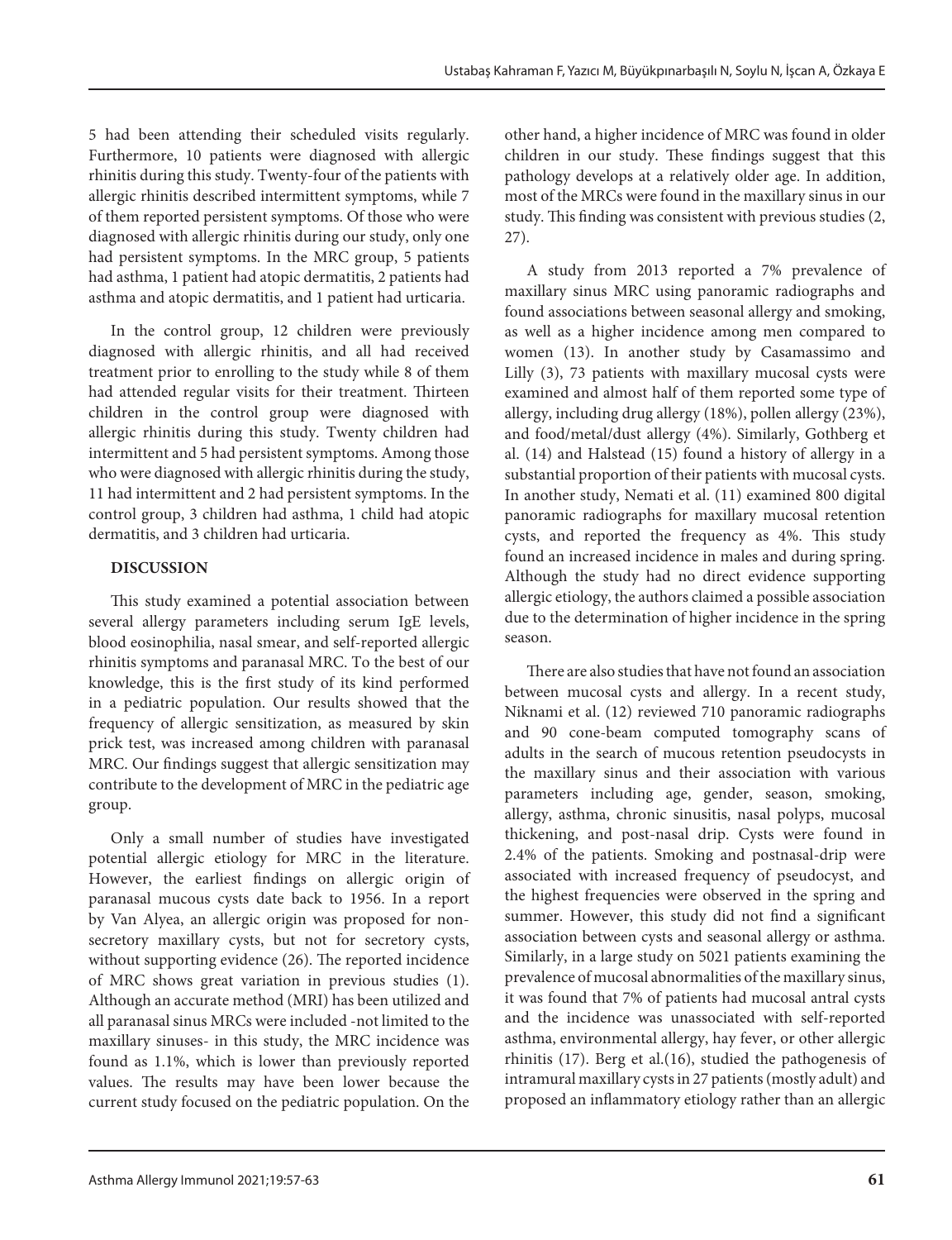5 had been attending their scheduled visits regularly. Furthermore, 10 patients were diagnosed with allergic rhinitis during this study. Twenty-four of the patients with allergic rhinitis described intermittent symptoms, while 7 of them reported persistent symptoms. Of those who were diagnosed with allergic rhinitis during our study, only one had persistent symptoms. In the MRC group, 5 patients had asthma, 1 patient had atopic dermatitis, 2 patients had asthma and atopic dermatitis, and 1 patient had urticaria.

In the control group, 12 children were previously diagnosed with allergic rhinitis, and all had received treatment prior to enrolling to the study while 8 of them had attended regular visits for their treatment. Thirteen children in the control group were diagnosed with allergic rhinitis during this study. Twenty children had intermittent and 5 had persistent symptoms. Among those who were diagnosed with allergic rhinitis during the study, 11 had intermittent and 2 had persistent symptoms. In the control group, 3 children had asthma, 1 child had atopic dermatitis, and 3 children had urticaria.

## DISCUSSION

This study examined a potential association between several allergy parameters including serum IgE levels, blood eosinophilia, nasal smear, and self-reported allergic rhinitis symptoms and paranasal MRC. To the best of our knowledge, this is the first study of its kind performed in a pediatric population. Our results showed that the frequency of allergic sensitization, as measured by skin prick test, was increased among children with paranasal MRC. Our findings suggest that allergic sensitization may contribute to the development of MRC in the pediatric age group.

Only a small number of studies have investigated potential allergic etiology for MRC in the literature. However, the earliest findings on allergic origin of paranasal mucous cysts date back to 1956. In a report by Van Alyea, an allergic origin was proposed for non-secretory maxillary cysts, but not for secretory cysts, without supporting evidence (26). The reported incidence of MRC shows great variation in previous studies (1). Although an accurate method (MRI) has been utilized and all paranasal sinus MRCs were included -not limited to the maxillary sinuses- in this study, the MRC incidence was found as 1.1%, which is lower than previously reported values. The results may have been lower because the current study focused on the pediatric population. On the other hand, a higher incidence of MRC was found in older children in our study. These findings suggest that this pathology develops at a relatively older age. In addition, most of the MRCs were found in the maxillary sinus in our study. This finding was consistent with previous studies (2, 27).

A study from 2013 reported a 7% prevalence of maxillary sinus MRC using panoramic radiographs and found associations between seasonal allergy and smoking, as well as a higher incidence among men compared to women (13). In another study by Casamassimo and Lilly (3), 73 patients with maxillary mucosal cysts were examined and almost half of them reported some type of allergy, including drug allergy (18%), pollen allergy (23%), and food/metal/dust allergy (4%). Similarly, Gothberg et al. (14) and Halstead (15) found a history of allergy in a substantial proportion of their patients with mucosal cysts. In another study, Nemati et al. (11) examined 800 digital panoramic radiographs for maxillary mucosal retention cysts, and reported the frequency as 4%. This study found an increased incidence in males and during spring. Although the study had no direct evidence supporting allergic etiology, the authors claimed a possible association due to the determination of higher incidence in the spring season.

There are also studies that have not found an association between mucosal cysts and allergy. In a recent study, Niknami et al. (12) reviewed 710 panoramic radiographs and 90 cone-beam computed tomography scans of adults in the search of mucous retention pseudocysts in the maxillary sinus and their association with various parameters including age, gender, season, smoking, allergy, asthma, chronic sinusitis, nasal polyps, mucosal thickening, and post-nasal drip. Cysts were found in 2.4% of the patients. Smoking and postnasal-drip were associated with increased frequency of pseudocyst, and the highest frequencies were observed in the spring and summer. However, this study did not find a significant association between cysts and seasonal allergy or asthma. Similarly, in a large study on 5021 patients examining the prevalence of mucosal abnormalities of the maxillary sinus, it was found that 7% of patients had mucosal antral cysts and the incidence was unassociated with self-reported asthma, environmental allergy, hay fever, or other allergic rhinitis (17). Berg et al.(16), studied the pathogenesis of intramural maxillary cysts in 27 patients (mostly adult) and proposed an inflammatory etiology rather than an allergic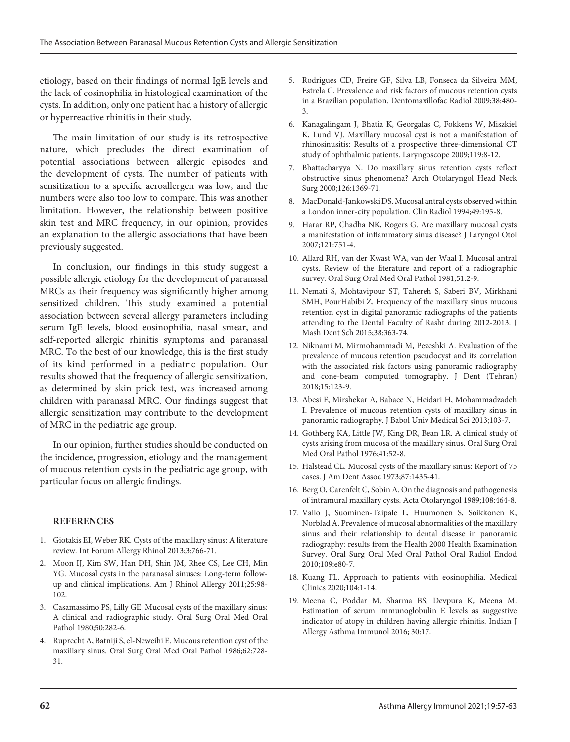etiology, based on their findings of normal IgE levels and the lack of eosinophilia in histological examination of the cysts. In addition, only one patient had a history of allergic or hyperreactive rhinitis in their study.

The main limitation of our study is its retrospective nature, which precludes the direct examination of potential associations between allergic episodes and the development of cysts. The number of patients with sensitization to a specific aeroallergen was low, and the numbers were also too low to compare. This was another limitation. However, the relationship between positive skin test and MRC frequency, in our opinion, provides an explanation to the allergic associations that have been previously suggested.

In conclusion, our findings in this study suggest a possible allergic etiology for the development of paranasal MRCs as their frequency was significantly higher among sensitized children. This study examined a potential association between several allergy parameters including serum IgE levels, blood eosinophilia, nasal smear, and self-reported allergic rhinitis symptoms and paranasal MRC. To the best of our knowledge, this is the first study of its kind performed in a pediatric population. Our results showed that the frequency of allergic sensitization, as determined by skin prick test, was increased among children with paranasal MRC. Our findings suggest that allergic sensitization may contribute to the development of MRC in the pediatric age group.

In our opinion, further studies should be conducted on the incidence, progression, etiology and the management of mucous retention cysts in the pediatric age group, with particular focus on allergic findings.

## REFERENCES

1. Giotakis EI, Weber RK. Cysts of the maxillary sinus: A literature review. Int Forum Allergy Rhinol 2013;3:766-71.
2. Moon IJ, Kim SW, Han DH, Shin JM, Rhee CS, Lee CH, Min YG. Mucosal cysts in the paranasal sinuses: Long-term follow-up and clinical implications. Am J Rhinol Allergy 2011;25:98-102.
3. Casamassimo PS, Lilly GE. Mucosal cysts of the maxillary sinus: A clinical and radiographic study. Oral Surg Oral Med Oral Pathol 1980;50:282-6.
4. Ruprecht A, Batniji S, el-Neweihi E. Mucous retention cyst of the maxillary sinus. Oral Surg Oral Med Oral Pathol 1986;62:728-31.
5. Rodrigues CD, Freire GF, Silva LB, Fonseca da Silveira MM, Estrela C. Prevalence and risk factors of mucous retention cysts in a Brazilian population. Dentomaxillofac Radiol 2009;38:480-3.
6. Kanagalingam J, Bhatia K, Georgalas C, Fokkens W, Miszkiel K, Lund VJ. Maxillary mucosal cyst is not a manifestation of rhinosinusitis: Results of a prospective three-dimensional CT study of ophthalmic patients. Laryngoscope 2009;119:8-12.
7. Bhattacharyya N. Do maxillary sinus retention cysts reflect obstructive sinus phenomena? Arch Otolaryngol Head Neck Surg 2000;126:1369-71.
8. MacDonald-Jankowski DS. Mucosal antral cysts observed within a London inner-city population. Clin Radiol 1994;49:195-8.
9. Harar RP, Chadha NK, Rogers G. Are maxillary mucosal cysts a manifestation of inflammatory sinus disease? J Laryngol Otol 2007;121:751-4.
10. Allard RH, van der Kwast WA, van der Waal I. Mucosal antral cysts. Review of the literature and report of a radiographic survey. Oral Surg Oral Med Oral Pathol 1981;51:2-9.
11. Nemati S, Mohtavipour ST, Tahereh S, Saberi BV, Mirkhani SMH, PourHabibi Z. Frequency of the maxillary sinus mucous retention cyst in digital panoramic radiographs of the patients attending to the Dental Faculty of Rasht during 2012-2013. J Mash Dent Sch 2015;38:363-74.
12. Niknami M, Mirmohammadi M, Pezeshki A. Evaluation of the prevalence of mucous retention pseudocyst and its correlation with the associated risk factors using panoramic radiography and cone-beam computed tomography. J Dent (Tehran) 2018;15:123-9.
13. Abesi F, Mirshekar A, Babaee N, Heidari H, Mohammadzadeh I. Prevalence of mucous retention cysts of maxillary sinus in panoramic radiography. J Babol Univ Medical Sci 2013;103-7.
14. Gothberg KA, Little JW, King DR, Bean LR. A clinical study of cysts arising from mucosa of the maxillary sinus. Oral Surg Oral Med Oral Pathol 1976;41:52-8.
15. Halstead CL. Mucosal cysts of the maxillary sinus: Report of 75 cases. J Am Dent Assoc 1973;87:1435-41.
16. Berg O, Carenfelt C, Sobin A. On the diagnosis and pathogenesis of intramural maxillary cysts. Acta Otolaryngol 1989;108:464-8.
17. Vallo J, Suominen-Taipale L, Huumonen S, Soikkonen K, Norblad A. Prevalence of mucosal abnormalities of the maxillary sinus and their relationship to dental disease in panoramic radiography: results from the Health 2000 Health Examination Survey. Oral Surg Oral Med Oral Pathol Oral Radiol Endod 2010;109:e80-7.
18. Kuang FL. Approach to patients with eosinophilia. Medical Clinics 2020;104:1-14.
19. Meena C, Poddar M, Sharma BS, Devpura K, Meena M. Estimation of serum immunoglobulin E levels as suggestive indicator of atopy in children having allergic rhinitis. Indian J Allergy Asthma Immunol 2016; 30:17.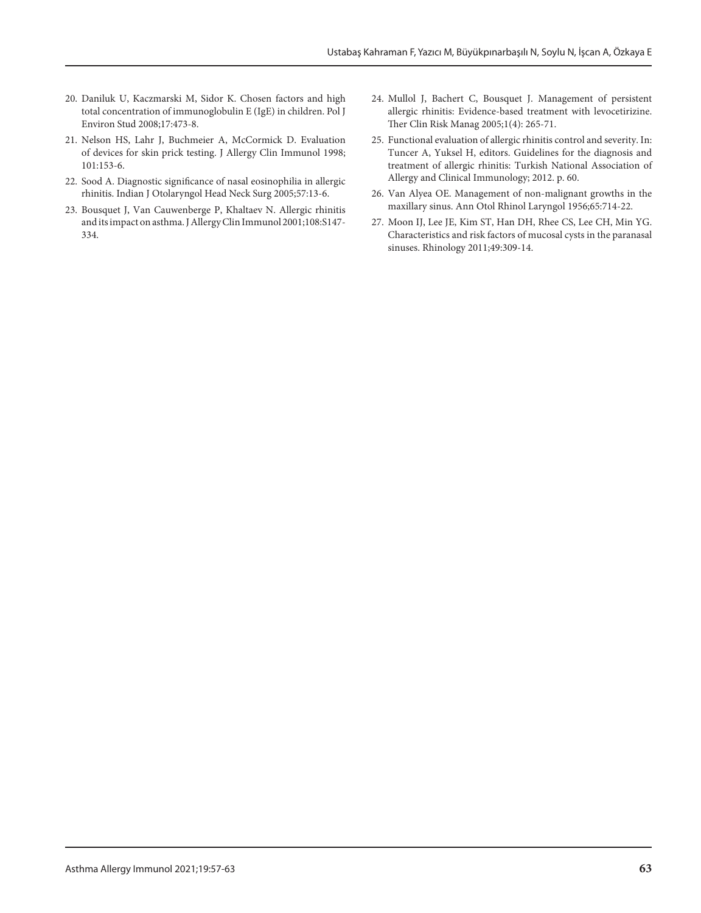20. Daniluk U, Kaczmarski M, Sidor K. Chosen factors and high total concentration of immunoglobulin E (IgE) in children. Pol J Environ Stud 2008;17:473-8.
21. Nelson HS, Lahr J, Buchmeier A, McCormick D. Evaluation of devices for skin prick testing. J Allergy Clin Immunol 1998; 101:153-6.
22. Sood A. Diagnostic significance of nasal eosinophilia in allergic rhinitis. Indian J Otolaryngol Head Neck Surg 2005;57:13-6.
23. Bousquet J, Van Cauwenberge P, Khaltaev N. Allergic rhinitis and its impact on asthma. J Allergy Clin Immunol 2001;108:S147-334.
24. Mullol J, Bachert C, Bousquet J. Management of persistent allergic rhinitis: Evidence-based treatment with levocetirizine. Ther Clin Risk Manag 2005;1(4): 265-71.
25. Functional evaluation of allergic rhinitis control and severity. In: Tuncer A, Yuksel H, editors. Guidelines for the diagnosis and treatment of allergic rhinitis: Turkish National Association of Allergy and Clinical Immunology; 2012. p. 60.
26. Van Alyea OE. Management of non-malignant growths in the maxillary sinus. Ann Otol Rhinol Laryngol 1956;65:714-22.
27. Moon IJ, Lee JE, Kim ST, Han DH, Rhee CS, Lee CH, Min YG. Characteristics and risk factors of mucosal cysts in the paranasal sinuses. Rhinology 2011;49:309-14.